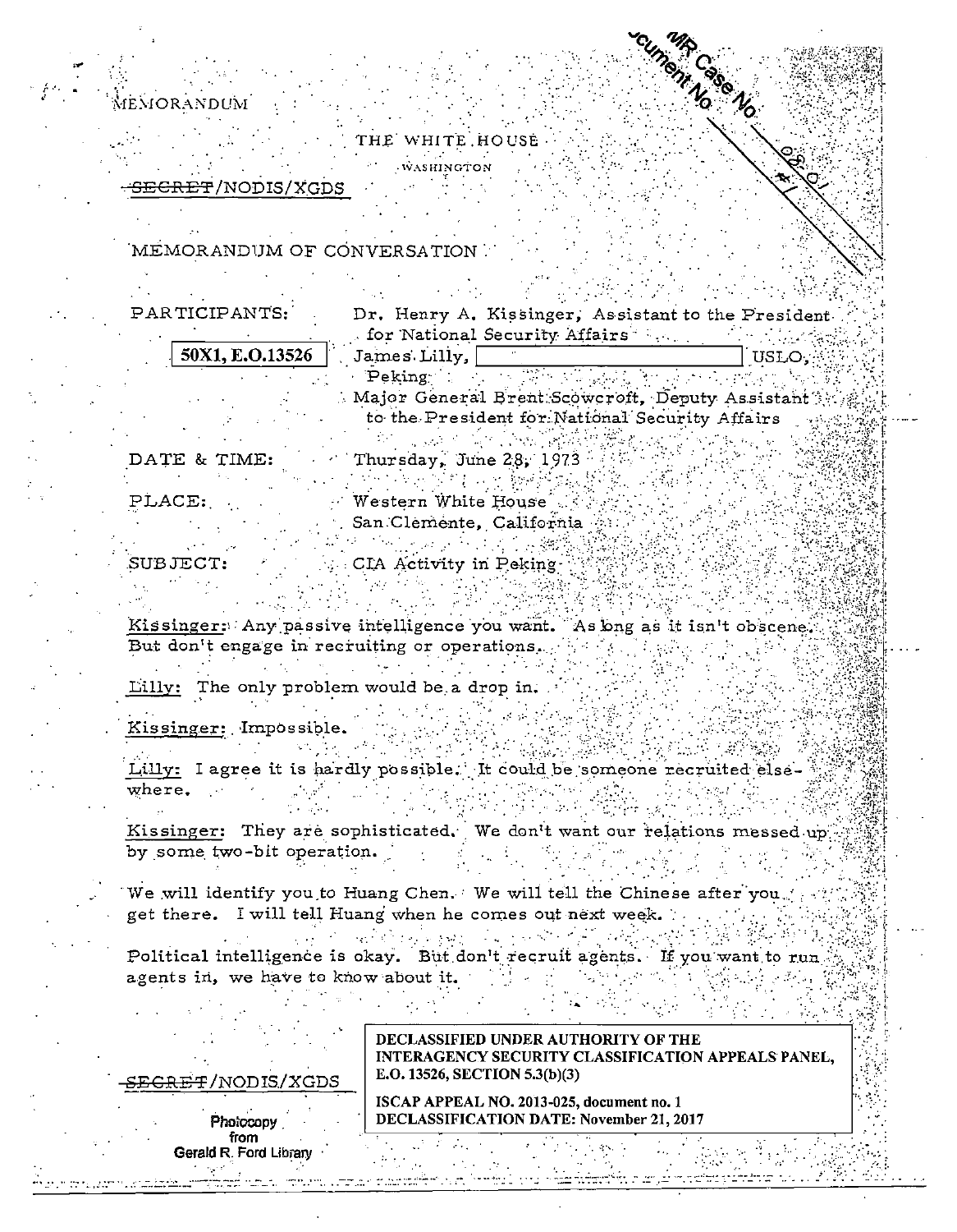MEMORANDUM

THE WHITE HOUSE

WASHINGTON

~~SECRET~~/NODIS/XGDS

MR Case No. 08-01
Document No. 1

MEMORANDUM OF CONVERSATION

PARTICIPANTS: Dr. Henry A. Kissinger, Assistant to the President for National Security Affairs

50X1, E.O.13526 James Lilly, [redacted] USLO, Peking

Major General Brent Scowcroft, Deputy Assistant to the President for National Security Affairs

DATE & TIME: Thursday, June 28, 1973

PLACE: Western White House
San Clemente, California

SUBJECT: CIA Activity in Peking

Kissinger: Any passive intelligence you want. As long as it isn't obscene. But don't engage in recruiting or operations.

Lilly: The only problem would be a drop in.

Kissinger: Impossible.

Lilly: I agree it is hardly possible. It could be someone recruited elsewhere.

Kissinger: They are sophisticated. We don't want our relations messed up by some two-bit operation.

We will identify you to Huang Chen. We will tell the Chinese after you get there. I will tell Huang when he comes out next week.

Political intelligence is okay. But don't recruit agents. If you want to run agents in, we have to know about it.

~~SECRET~~/NODIS/XGDS

DECLASSIFIED UNDER AUTHORITY OF THE INTERAGENCY SECURITY CLASSIFICATION APPEALS PANEL, E.O. 13526, SECTION 5.3(b)(3)

ISCAP APPEAL NO. 2013-025, document no. 1
DECLASSIFICATION DATE: November 21, 2017

Photocopy from Gerald R. Ford Library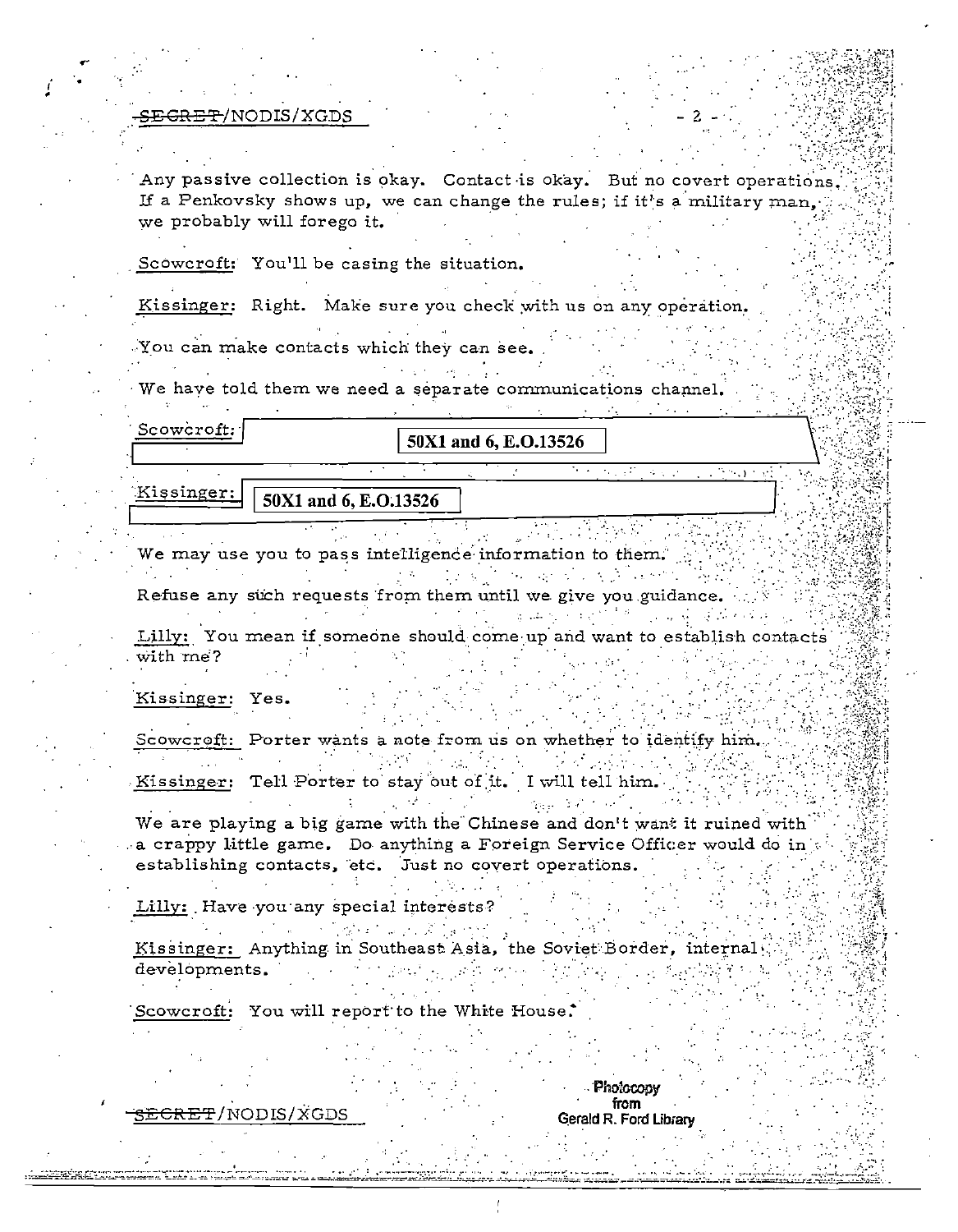Any passive collection is okay. Contact is okay. But no covert operations. If a Penkovsky shows up, we can change the rules; if it's a military man, we probably will forego it.

Scowcroft: You'll be casing the situation.

Kissinger: Right. Make sure you check with us on any operation.

You can make contacts which they can see.

We have told them we need a separate communications channel.

Scowcroft: 50X1 and 6, E.O.13526

Kissinger: 50X1 and 6, E.O.13526

We may use you to pass intelligence information to them.

Refuse any such requests from them until we give you guidance.

Lilly: You mean if someone should come up and want to establish contacts with me?

Kissinger: Yes.

Scowcroft: Porter wants a note from us on whether to identify him.

Kissinger: Tell Porter to stay out of it. I will tell him.

We are playing a big game with the Chinese and don't want it ruined with a crappy little game. Do anything a Foreign Service Officer would do in establishing contacts, etc. Just no covert operations.

Lilly: Have you any special interests?

Kissinger: Anything in Southeast Asia, the Soviet Border, internal developments.

Scowcroft: You will report to the White House.